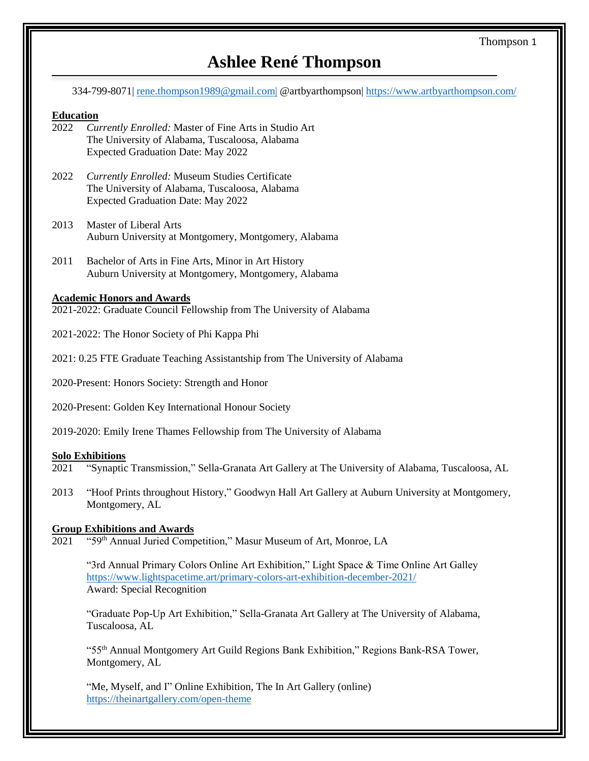# Ashlee René Thompson

334-799-8071| rene.thompson1989@gmail.com| @artbyarthompson| https://www.artbyarthompson.com/

## Education

2022 *Currently Enrolled:* Master of Fine Arts in Studio Art
The University of Alabama, Tuscaloosa, Alabama
Expected Graduation Date: May 2022

2022 *Currently Enrolled:* Museum Studies Certificate
The University of Alabama, Tuscaloosa, Alabama
Expected Graduation Date: May 2022

2013 Master of Liberal Arts
Auburn University at Montgomery, Montgomery, Alabama

2011 Bachelor of Arts in Fine Arts, Minor in Art History
Auburn University at Montgomery, Montgomery, Alabama

## Academic Honors and Awards

2021-2022: Graduate Council Fellowship from The University of Alabama

2021-2022: The Honor Society of Phi Kappa Phi

2021: 0.25 FTE Graduate Teaching Assistantship from The University of Alabama

2020-Present: Honors Society: Strength and Honor

2020-Present: Golden Key International Honour Society

2019-2020: Emily Irene Thames Fellowship from The University of Alabama

## Solo Exhibitions

2021 "Synaptic Transmission," Sella-Granata Art Gallery at The University of Alabama, Tuscaloosa, AL

2013 "Hoof Prints throughout History," Goodwyn Hall Art Gallery at Auburn University at Montgomery, Montgomery, AL

## Group Exhibitions and Awards

2021 "59th Annual Juried Competition," Masur Museum of Art, Monroe, LA

"3rd Annual Primary Colors Online Art Exhibition," Light Space & Time Online Art Galley
https://www.lightspacetime.art/primary-colors-art-exhibition-december-2021/
Award: Special Recognition

"Graduate Pop-Up Art Exhibition," Sella-Granata Art Gallery at The University of Alabama, Tuscaloosa, AL

"55th Annual Montgomery Art Guild Regions Bank Exhibition," Regions Bank-RSA Tower, Montgomery, AL

"Me, Myself, and I" Online Exhibition, The In Art Gallery (online)
https://theinartgallery.com/open-theme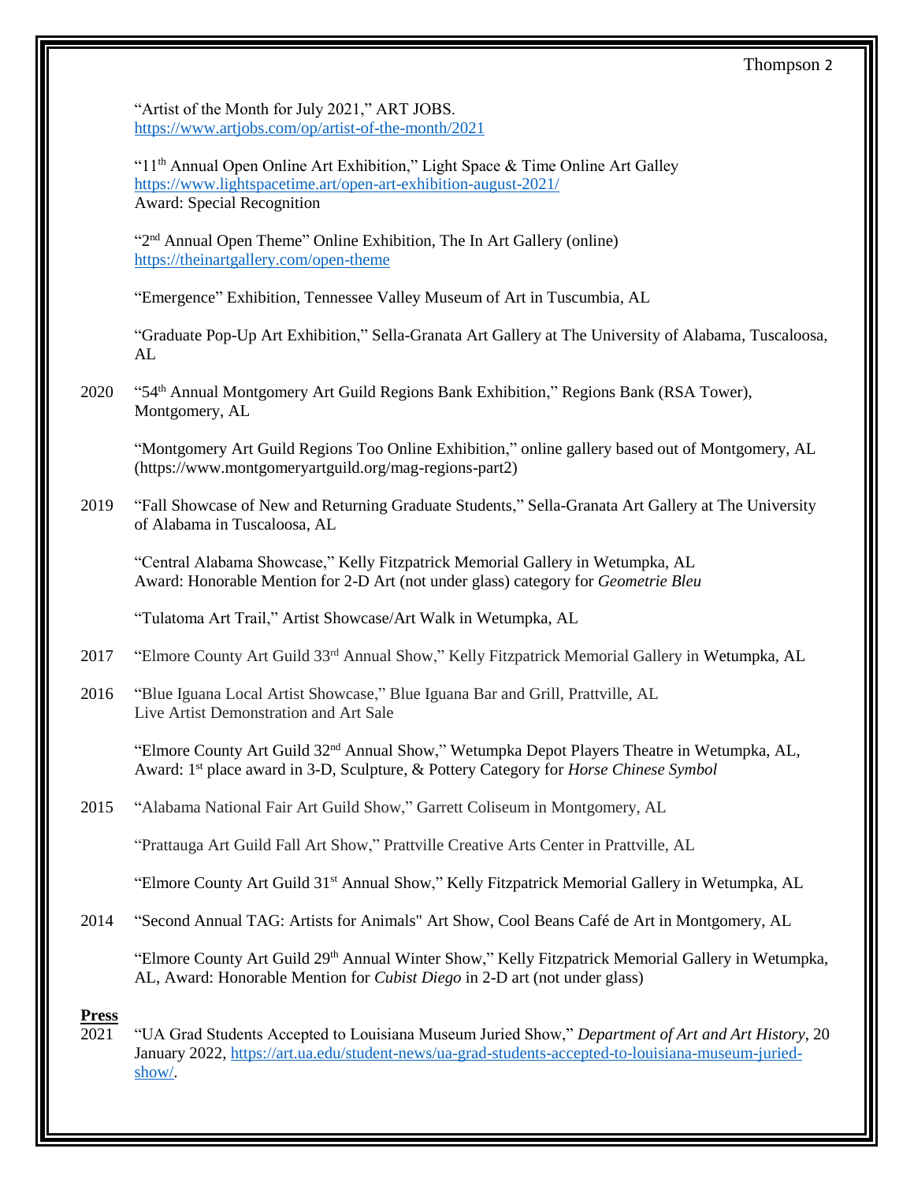"Artist of the Month for July 2021," ART JOBS.
https://www.artjobs.com/op/artist-of-the-month/2021

"11th Annual Open Online Art Exhibition," Light Space & Time Online Art Galley
https://www.lightspacetime.art/open-art-exhibition-august-2021/
Award: Special Recognition

"2nd Annual Open Theme" Online Exhibition, The In Art Gallery (online)
https://theinartgallery.com/open-theme

"Emergence" Exhibition, Tennessee Valley Museum of Art in Tuscumbia, AL

"Graduate Pop-Up Art Exhibition," Sella-Granata Art Gallery at The University of Alabama, Tuscaloosa, AL

2020 "54th Annual Montgomery Art Guild Regions Bank Exhibition," Regions Bank (RSA Tower), Montgomery, AL

"Montgomery Art Guild Regions Too Online Exhibition," online gallery based out of Montgomery, AL (https://www.montgomeryartguild.org/mag-regions-part2)

2019 "Fall Showcase of New and Returning Graduate Students," Sella-Granata Art Gallery at The University of Alabama in Tuscaloosa, AL

"Central Alabama Showcase," Kelly Fitzpatrick Memorial Gallery in Wetumpka, AL
Award: Honorable Mention for 2-D Art (not under glass) category for *Geometrie Bleu*

"Tulatoma Art Trail," Artist Showcase/Art Walk in Wetumpka, AL

2017 "Elmore County Art Guild 33rd Annual Show," Kelly Fitzpatrick Memorial Gallery in Wetumpka, AL

2016 "Blue Iguana Local Artist Showcase," Blue Iguana Bar and Grill, Prattville, AL
Live Artist Demonstration and Art Sale

"Elmore County Art Guild 32nd Annual Show," Wetumpka Depot Players Theatre in Wetumpka, AL, Award: 1st place award in 3-D, Sculpture, & Pottery Category for *Horse Chinese Symbol*

2015 "Alabama National Fair Art Guild Show," Garrett Coliseum in Montgomery, AL

"Prattauga Art Guild Fall Art Show," Prattville Creative Arts Center in Prattville, AL

"Elmore County Art Guild 31st Annual Show," Kelly Fitzpatrick Memorial Gallery in Wetumpka, AL

2014 "Second Annual TAG: Artists for Animals" Art Show, Cool Beans Café de Art in Montgomery, AL

"Elmore County Art Guild 29th Annual Winter Show," Kelly Fitzpatrick Memorial Gallery in Wetumpka, AL, Award: Honorable Mention for *Cubist Diego* in 2-D art (not under glass)

**Press**

2021 "UA Grad Students Accepted to Louisiana Museum Juried Show," *Department of Art and Art History*, 20 January 2022, https://art.ua.edu/student-news/ua-grad-students-accepted-to-louisiana-museum-juried-show/.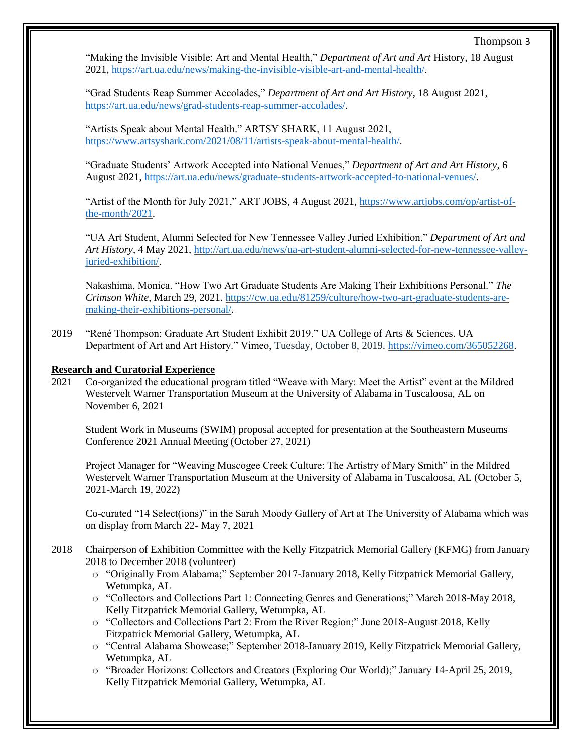"Making the Invisible Visible: Art and Mental Health," *Department of Art and Art* History, 18 August 2021, https://art.ua.edu/news/making-the-invisible-visible-art-and-mental-health/.

"Grad Students Reap Summer Accolades," *Department of Art and Art History*, 18 August 2021, https://art.ua.edu/news/grad-students-reap-summer-accolades/.

"Artists Speak about Mental Health." ARTSY SHARK, 11 August 2021, https://www.artsyshark.com/2021/08/11/artists-speak-about-mental-health/.

"Graduate Students' Artwork Accepted into National Venues," *Department of Art and Art History*, 6 August 2021, https://art.ua.edu/news/graduate-students-artwork-accepted-to-national-venues/.

"Artist of the Month for July 2021," ART JOBS, 4 August 2021, https://www.artjobs.com/op/artist-of-the-month/2021.

"UA Art Student, Alumni Selected for New Tennessee Valley Juried Exhibition." *Department of Art and Art History*, 4 May 2021, http://art.ua.edu/news/ua-art-student-alumni-selected-for-new-tennessee-valley-juried-exhibition/.

Nakashima, Monica. "How Two Art Graduate Students Are Making Their Exhibitions Personal." *The Crimson White*, March 29, 2021. https://cw.ua.edu/81259/culture/how-two-art-graduate-students-are-making-their-exhibitions-personal/.

2019 "René Thompson: Graduate Art Student Exhibit 2019." UA College of Arts & Sciences. UA Department of Art and Art History." Vimeo, Tuesday, October 8, 2019. https://vimeo.com/365052268.

**Research and Curatorial Experience**

2021 Co-organized the educational program titled "Weave with Mary: Meet the Artist" event at the Mildred Westervelt Warner Transportation Museum at the University of Alabama in Tuscaloosa, AL on November 6, 2021

Student Work in Museums (SWIM) proposal accepted for presentation at the Southeastern Museums Conference 2021 Annual Meeting (October 27, 2021)

Project Manager for "Weaving Muscogee Creek Culture: The Artistry of Mary Smith" in the Mildred Westervelt Warner Transportation Museum at the University of Alabama in Tuscaloosa, AL (October 5, 2021-March 19, 2022)

Co-curated "14 Select(ions)" in the Sarah Moody Gallery of Art at The University of Alabama which was on display from March 22- May 7, 2021

2018 Chairperson of Exhibition Committee with the Kelly Fitzpatrick Memorial Gallery (KFMG) from January 2018 to December 2018 (volunteer)

- "Originally From Alabama;" September 2017-January 2018, Kelly Fitzpatrick Memorial Gallery, Wetumpka, AL
- "Collectors and Collections Part 1: Connecting Genres and Generations;" March 2018-May 2018, Kelly Fitzpatrick Memorial Gallery, Wetumpka, AL
- "Collectors and Collections Part 2: From the River Region;" June 2018-August 2018, Kelly Fitzpatrick Memorial Gallery, Wetumpka, AL
- "Central Alabama Showcase;" September 2018-January 2019, Kelly Fitzpatrick Memorial Gallery, Wetumpka, AL
- "Broader Horizons: Collectors and Creators (Exploring Our World);" January 14-April 25, 2019, Kelly Fitzpatrick Memorial Gallery, Wetumpka, AL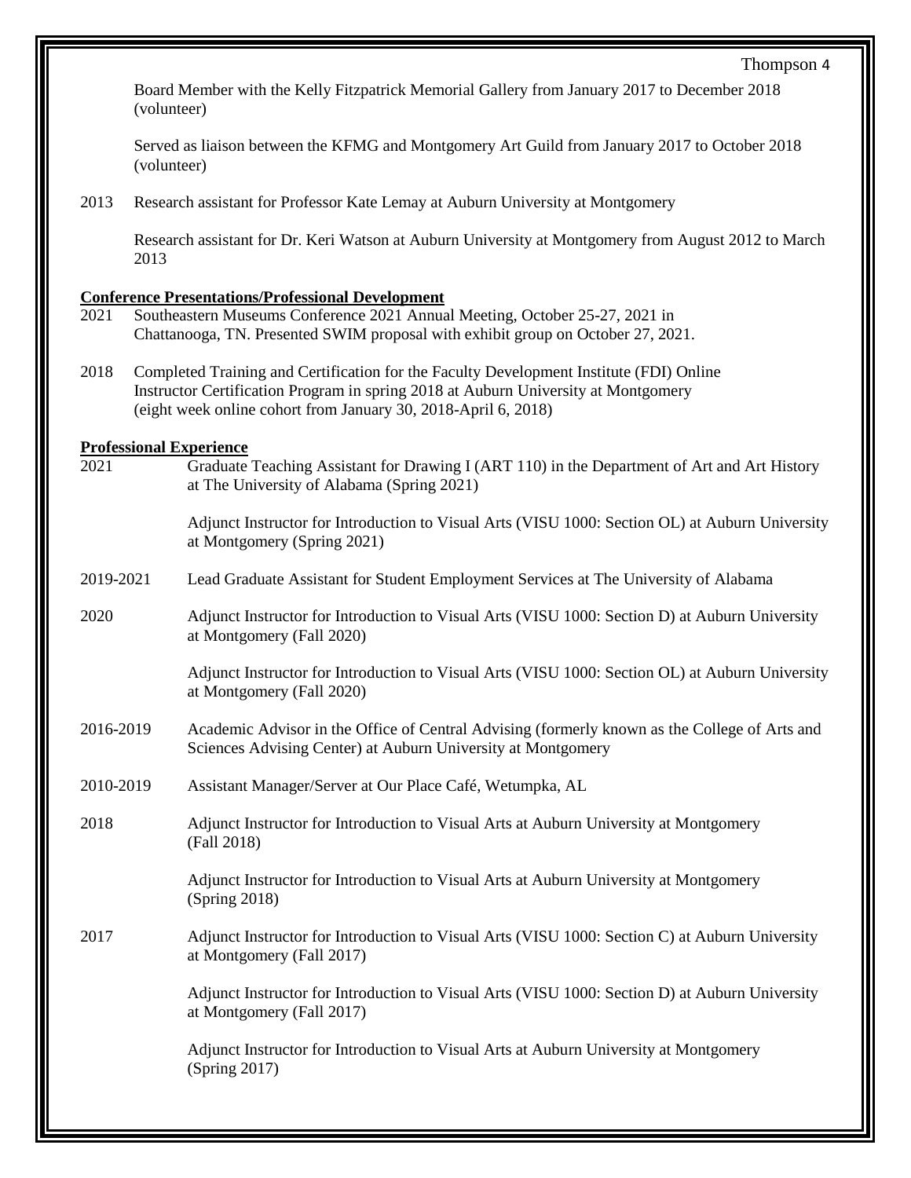Board Member with the Kelly Fitzpatrick Memorial Gallery from January 2017 to December 2018 (volunteer)

Served as liaison between the KFMG and Montgomery Art Guild from January 2017 to October 2018 (volunteer)

2013 Research assistant for Professor Kate Lemay at Auburn University at Montgomery

Research assistant for Dr. Keri Watson at Auburn University at Montgomery from August 2012 to March 2013

**Conference Presentations/Professional Development**

2021 Southeastern Museums Conference 2021 Annual Meeting, October 25-27, 2021 in Chattanooga, TN. Presented SWIM proposal with exhibit group on October 27, 2021.

2018 Completed Training and Certification for the Faculty Development Institute (FDI) Online Instructor Certification Program in spring 2018 at Auburn University at Montgomery (eight week online cohort from January 30, 2018-April 6, 2018)

**Professional Experience**

2021 Graduate Teaching Assistant for Drawing I (ART 110) in the Department of Art and Art History at The University of Alabama (Spring 2021)

Adjunct Instructor for Introduction to Visual Arts (VISU 1000: Section OL) at Auburn University at Montgomery (Spring 2021)

2019-2021 Lead Graduate Assistant for Student Employment Services at The University of Alabama

2020 Adjunct Instructor for Introduction to Visual Arts (VISU 1000: Section D) at Auburn University at Montgomery (Fall 2020)

Adjunct Instructor for Introduction to Visual Arts (VISU 1000: Section OL) at Auburn University at Montgomery (Fall 2020)

2016-2019 Academic Advisor in the Office of Central Advising (formerly known as the College of Arts and Sciences Advising Center) at Auburn University at Montgomery

2010-2019 Assistant Manager/Server at Our Place Café, Wetumpka, AL

2018 Adjunct Instructor for Introduction to Visual Arts at Auburn University at Montgomery (Fall 2018)

Adjunct Instructor for Introduction to Visual Arts at Auburn University at Montgomery (Spring 2018)

2017 Adjunct Instructor for Introduction to Visual Arts (VISU 1000: Section C) at Auburn University at Montgomery (Fall 2017)

Adjunct Instructor for Introduction to Visual Arts (VISU 1000: Section D) at Auburn University at Montgomery (Fall 2017)

Adjunct Instructor for Introduction to Visual Arts at Auburn University at Montgomery (Spring 2017)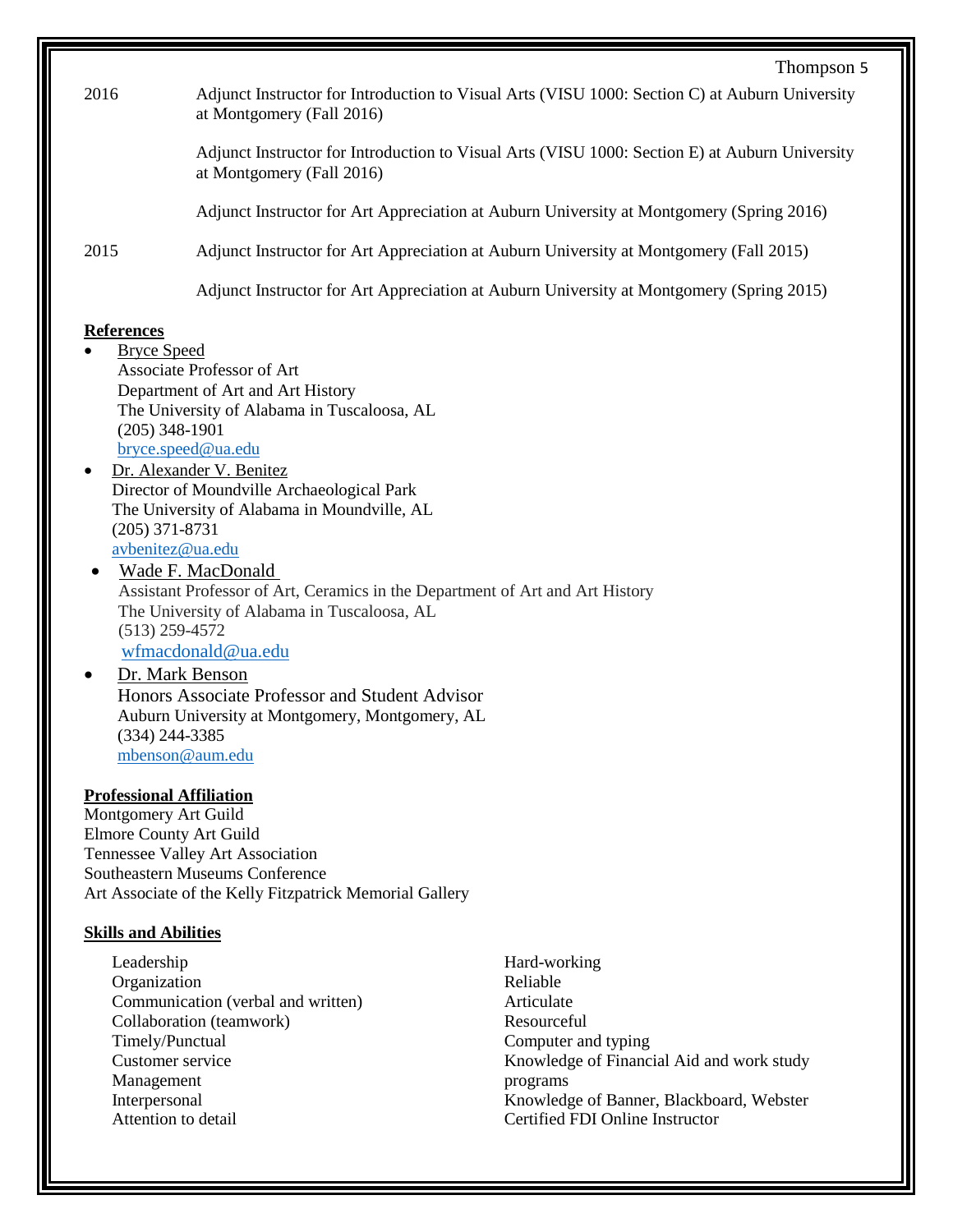| | |
|---|---|
| 2016 | Adjunct Instructor for Introduction to Visual Arts (VISU 1000: Section C) at Auburn University at Montgomery (Fall 2016) |
| | Adjunct Instructor for Introduction to Visual Arts (VISU 1000: Section E) at Auburn University at Montgomery (Fall 2016) |
| | Adjunct Instructor for Art Appreciation at Auburn University at Montgomery (Spring 2016) |
| 2015 | Adjunct Instructor for Art Appreciation at Auburn University at Montgomery (Fall 2015) |
| | Adjunct Instructor for Art Appreciation at Auburn University at Montgomery (Spring 2015) |

**References**

- Bryce Speed
  Associate Professor of Art
  Department of Art and Art History
  The University of Alabama in Tuscaloosa, AL
  (205) 348-1901
  bryce.speed@ua.edu
- Dr. Alexander V. Benitez
  Director of Moundville Archaeological Park
  The University of Alabama in Moundville, AL
  (205) 371-8731
  avbenitez@ua.edu
- Wade F. MacDonald
  Assistant Professor of Art, Ceramics in the Department of Art and Art History
  The University of Alabama in Tuscaloosa, AL
  (513) 259-4572
  wfmacdonald@ua.edu
- Dr. Mark Benson
  Honors Associate Professor and Student Advisor
  Auburn University at Montgomery, Montgomery, AL
  (334) 244-3385
  mbenson@aum.edu

**Professional Affiliation**

Montgomery Art Guild
Elmore County Art Guild
Tennessee Valley Art Association
Southeastern Museums Conference
Art Associate of the Kelly Fitzpatrick Memorial Gallery

**Skills and Abilities**

Leadership
Organization
Communication (verbal and written)
Collaboration (teamwork)
Timely/Punctual
Customer service
Management
Interpersonal
Attention to detail
Hard-working
Reliable
Articulate
Resourceful
Computer and typing
Knowledge of Financial Aid and work study programs
Knowledge of Banner, Blackboard, Webster
Certified FDI Online Instructor